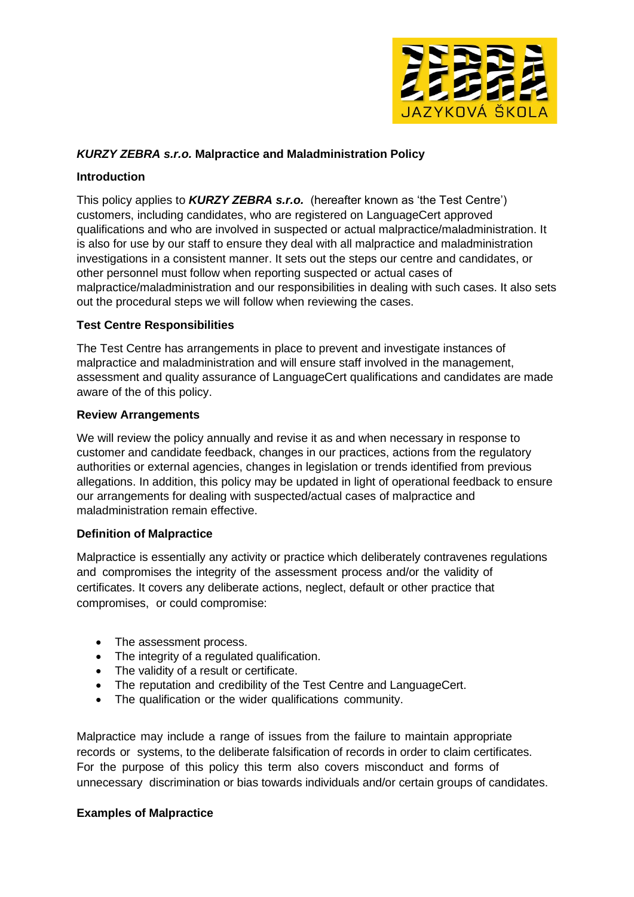## *KURZY ZEBRA s.r.o.* Malpractice and Maladministration Policy

### Introduction

This policy applies to ***KURZY ZEBRA s.r.o.*** (hereafter known as 'the Test Centre') customers, including candidates, who are registered on LanguageCert approved qualifications and who are involved in suspected or actual malpractice/maladministration. It is also for use by our staff to ensure they deal with all malpractice and maladministration investigations in a consistent manner. It sets out the steps our centre and candidates, or other personnel must follow when reporting suspected or actual cases of malpractice/maladministration and our responsibilities in dealing with such cases. It also sets out the procedural steps we will follow when reviewing the cases.

### Test Centre Responsibilities

The Test Centre has arrangements in place to prevent and investigate instances of malpractice and maladministration and will ensure staff involved in the management, assessment and quality assurance of LanguageCert qualifications and candidates are made aware of the of this policy.

### Review Arrangements

We will review the policy annually and revise it as and when necessary in response to customer and candidate feedback, changes in our practices, actions from the regulatory authorities or external agencies, changes in legislation or trends identified from previous allegations. In addition, this policy may be updated in light of operational feedback to ensure our arrangements for dealing with suspected/actual cases of malpractice and maladministration remain effective.

### Definition of Malpractice

Malpractice is essentially any activity or practice which deliberately contravenes regulations and compromises the integrity of the assessment process and/or the validity of certificates. It covers any deliberate actions, neglect, default or other practice that compromises, or could compromise:

- The assessment process.
- The integrity of a regulated qualification.
- The validity of a result or certificate.
- The reputation and credibility of the Test Centre and LanguageCert.
- The qualification or the wider qualifications community.

Malpractice may include a range of issues from the failure to maintain appropriate records or systems, to the deliberate falsification of records in order to claim certificates. For the purpose of this policy this term also covers misconduct and forms of unnecessary discrimination or bias towards individuals and/or certain groups of candidates.

### Examples of Malpractice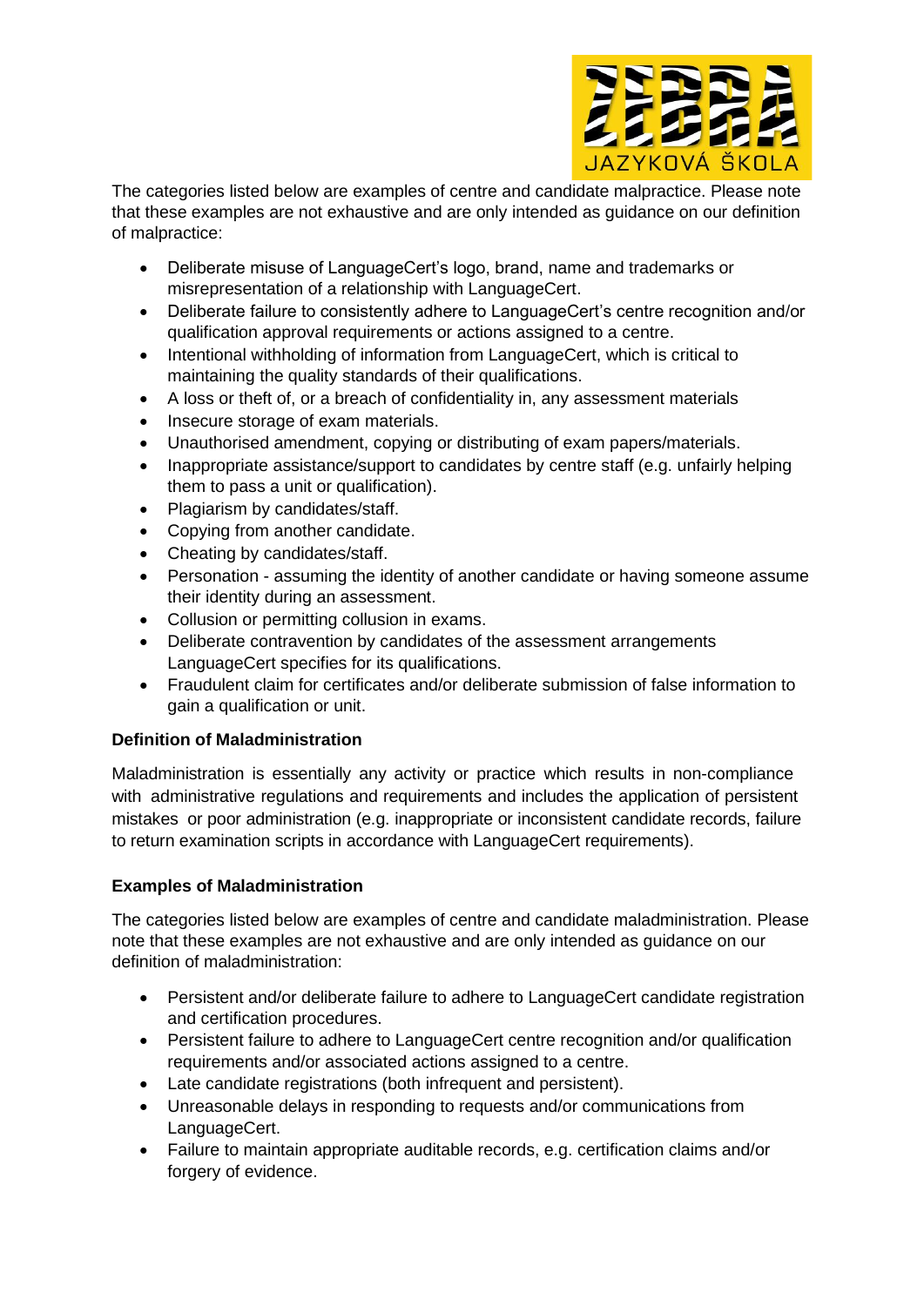The categories listed below are examples of centre and candidate malpractice. Please note that these examples are not exhaustive and are only intended as guidance on our definition of malpractice:

- Deliberate misuse of LanguageCert's logo, brand, name and trademarks or misrepresentation of a relationship with LanguageCert.
- Deliberate failure to consistently adhere to LanguageCert's centre recognition and/or qualification approval requirements or actions assigned to a centre.
- Intentional withholding of information from LanguageCert, which is critical to maintaining the quality standards of their qualifications.
- A loss or theft of, or a breach of confidentiality in, any assessment materials
- Insecure storage of exam materials.
- Unauthorised amendment, copying or distributing of exam papers/materials.
- Inappropriate assistance/support to candidates by centre staff (e.g. unfairly helping them to pass a unit or qualification).
- Plagiarism by candidates/staff.
- Copying from another candidate.
- Cheating by candidates/staff.
- Personation - assuming the identity of another candidate or having someone assume their identity during an assessment.
- Collusion or permitting collusion in exams.
- Deliberate contravention by candidates of the assessment arrangements LanguageCert specifies for its qualifications.
- Fraudulent claim for certificates and/or deliberate submission of false information to gain a qualification or unit.

**Definition of Maladministration**

Maladministration is essentially any activity or practice which results in non-compliance with administrative regulations and requirements and includes the application of persistent mistakes or poor administration (e.g. inappropriate or inconsistent candidate records, failure to return examination scripts in accordance with LanguageCert requirements).

**Examples of Maladministration**

The categories listed below are examples of centre and candidate maladministration. Please note that these examples are not exhaustive and are only intended as guidance on our definition of maladministration:

- Persistent and/or deliberate failure to adhere to LanguageCert candidate registration and certification procedures.
- Persistent failure to adhere to LanguageCert centre recognition and/or qualification requirements and/or associated actions assigned to a centre.
- Late candidate registrations (both infrequent and persistent).
- Unreasonable delays in responding to requests and/or communications from LanguageCert.
- Failure to maintain appropriate auditable records, e.g. certification claims and/or forgery of evidence.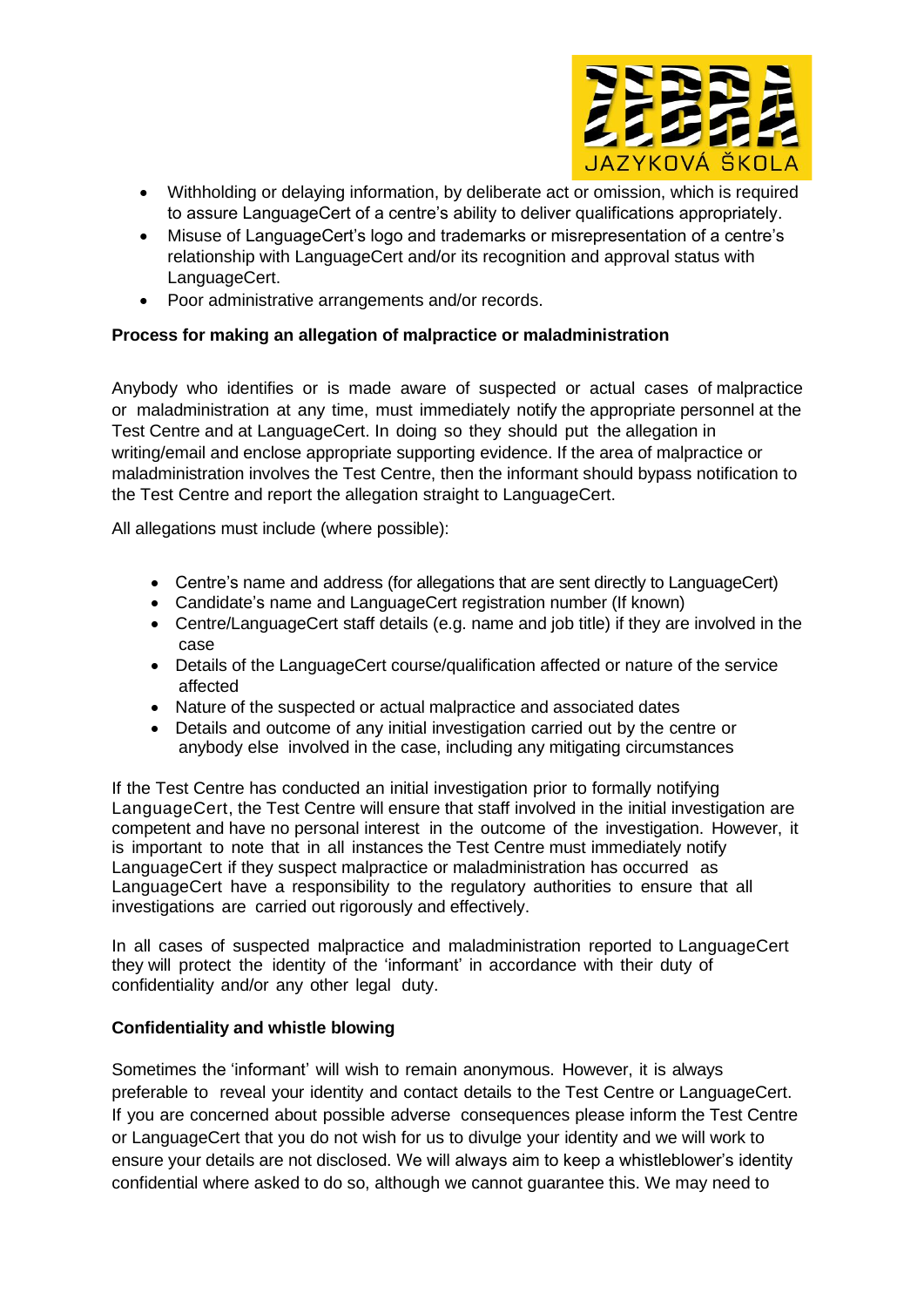- Withholding or delaying information, by deliberate act or omission, which is required to assure LanguageCert of a centre's ability to deliver qualifications appropriately.
- Misuse of LanguageCert's logo and trademarks or misrepresentation of a centre's relationship with LanguageCert and/or its recognition and approval status with LanguageCert.
- Poor administrative arrangements and/or records.

**Process for making an allegation of malpractice or maladministration**

Anybody who identifies or is made aware of suspected or actual cases of malpractice or maladministration at any time, must immediately notify the appropriate personnel at the Test Centre and at LanguageCert. In doing so they should put the allegation in writing/email and enclose appropriate supporting evidence. If the area of malpractice or maladministration involves the Test Centre, then the informant should bypass notification to the Test Centre and report the allegation straight to LanguageCert.

All allegations must include (where possible):

- Centre's name and address (for allegations that are sent directly to LanguageCert)
- Candidate's name and LanguageCert registration number (If known)
- Centre/LanguageCert staff details (e.g. name and job title) if they are involved in the case
- Details of the LanguageCert course/qualification affected or nature of the service affected
- Nature of the suspected or actual malpractice and associated dates
- Details and outcome of any initial investigation carried out by the centre or anybody else involved in the case, including any mitigating circumstances

If the Test Centre has conducted an initial investigation prior to formally notifying LanguageCert, the Test Centre will ensure that staff involved in the initial investigation are competent and have no personal interest in the outcome of the investigation. However, it is important to note that in all instances the Test Centre must immediately notify LanguageCert if they suspect malpractice or maladministration has occurred as LanguageCert have a responsibility to the regulatory authorities to ensure that all investigations are carried out rigorously and effectively.

In all cases of suspected malpractice and maladministration reported to LanguageCert they will protect the identity of the 'informant' in accordance with their duty of confidentiality and/or any other legal duty.

**Confidentiality and whistle blowing**

Sometimes the 'informant' will wish to remain anonymous. However, it is always preferable to reveal your identity and contact details to the Test Centre or LanguageCert. If you are concerned about possible adverse consequences please inform the Test Centre or LanguageCert that you do not wish for us to divulge your identity and we will work to ensure your details are not disclosed. We will always aim to keep a whistleblower's identity confidential where asked to do so, although we cannot guarantee this. We may need to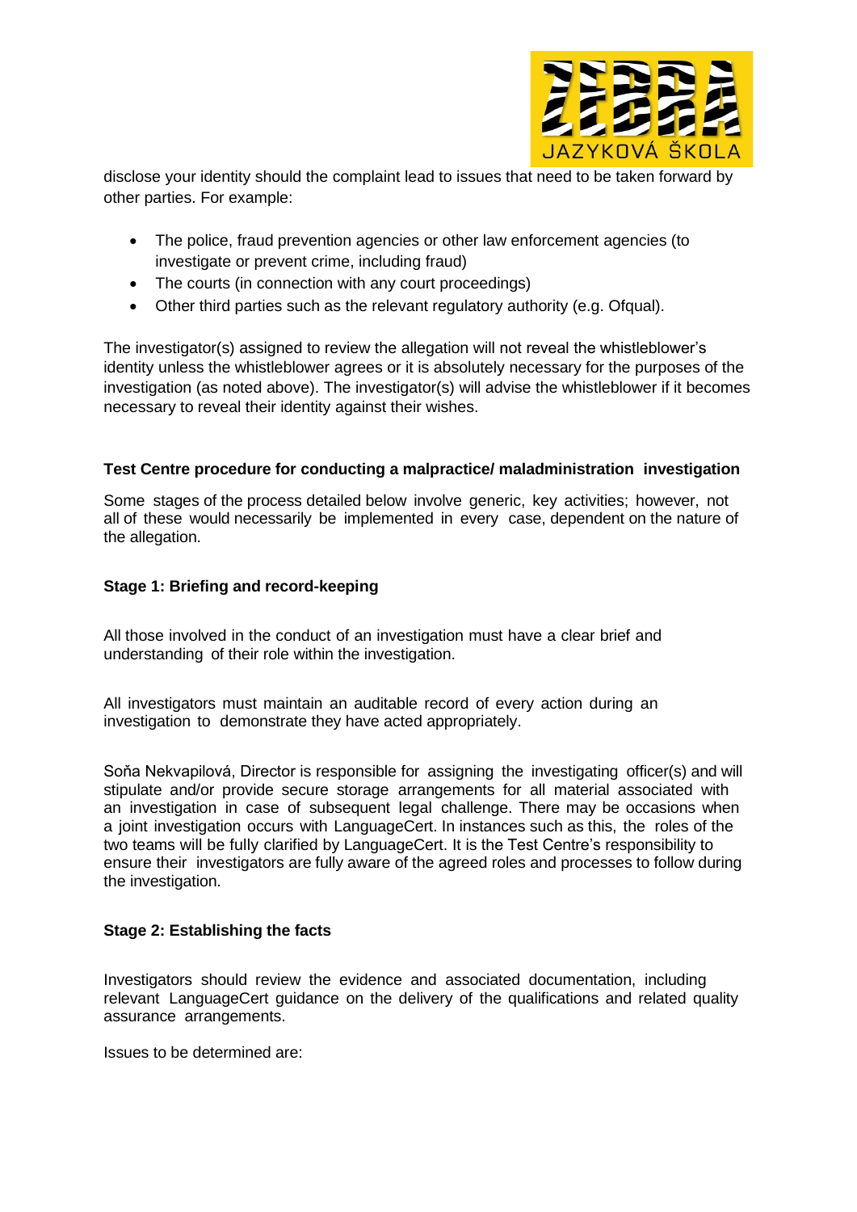disclose your identity should the complaint lead to issues that need to be taken forward by other parties. For example:

- The police, fraud prevention agencies or other law enforcement agencies (to investigate or prevent crime, including fraud)
- The courts (in connection with any court proceedings)
- Other third parties such as the relevant regulatory authority (e.g. Ofqual).

The investigator(s) assigned to review the allegation will not reveal the whistleblower's identity unless the whistleblower agrees or it is absolutely necessary for the purposes of the investigation (as noted above). The investigator(s) will advise the whistleblower if it becomes necessary to reveal their identity against their wishes.

**Test Centre procedure for conducting a malpractice/ maladministration investigation**

Some stages of the process detailed below involve generic, key activities; however, not all of these would necessarily be implemented in every case, dependent on the nature of the allegation.

**Stage 1: Briefing and record-keeping**

All those involved in the conduct of an investigation must have a clear brief and understanding of their role within the investigation.

All investigators must maintain an auditable record of every action during an investigation to demonstrate they have acted appropriately.

Soňa Nekvapilová, Director is responsible for assigning the investigating officer(s) and will stipulate and/or provide secure storage arrangements for all material associated with an investigation in case of subsequent legal challenge. There may be occasions when a joint investigation occurs with LanguageCert. In instances such as this, the roles of the two teams will be fully clarified by LanguageCert. It is the Test Centre's responsibility to ensure their investigators are fully aware of the agreed roles and processes to follow during the investigation.

**Stage 2: Establishing the facts**

Investigators should review the evidence and associated documentation, including relevant LanguageCert guidance on the delivery of the qualifications and related quality assurance arrangements.

Issues to be determined are: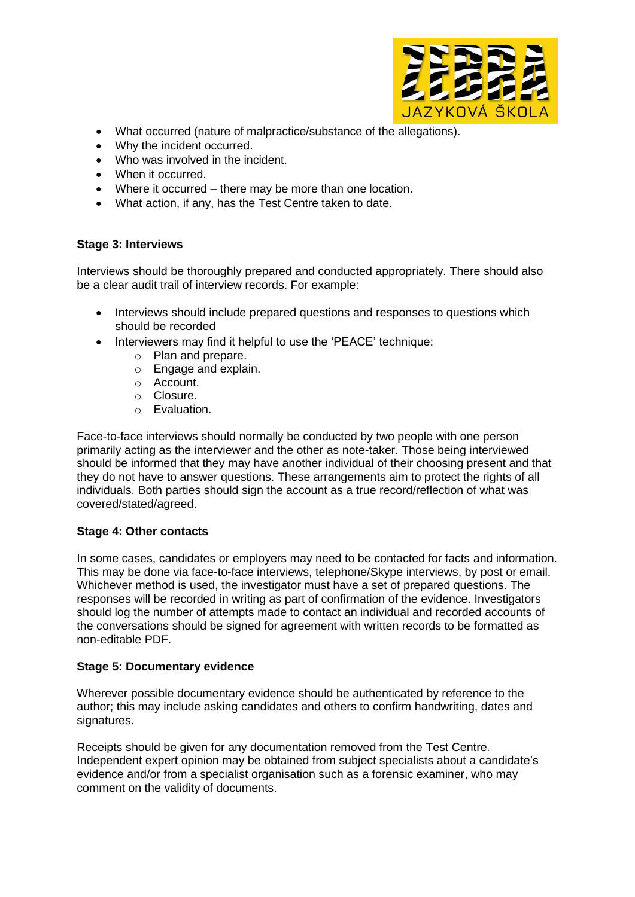- What occurred (nature of malpractice/substance of the allegations).
- Why the incident occurred.
- Who was involved in the incident.
- When it occurred.
- Where it occurred – there may be more than one location.
- What action, if any, has the Test Centre taken to date.

**Stage 3: Interviews**

Interviews should be thoroughly prepared and conducted appropriately. There should also be a clear audit trail of interview records. For example:

- Interviews should include prepared questions and responses to questions which should be recorded
- Interviewers may find it helpful to use the 'PEACE' technique:
    - Plan and prepare.
    - Engage and explain.
    - Account.
    - Closure.
    - Evaluation.

Face-to-face interviews should normally be conducted by two people with one person primarily acting as the interviewer and the other as note-taker. Those being interviewed should be informed that they may have another individual of their choosing present and that they do not have to answer questions. These arrangements aim to protect the rights of all individuals. Both parties should sign the account as a true record/reflection of what was covered/stated/agreed.

**Stage 4: Other contacts**

In some cases, candidates or employers may need to be contacted for facts and information. This may be done via face-to-face interviews, telephone/Skype interviews, by post or email. Whichever method is used, the investigator must have a set of prepared questions. The responses will be recorded in writing as part of confirmation of the evidence. Investigators should log the number of attempts made to contact an individual and recorded accounts of the conversations should be signed for agreement with written records to be formatted as non-editable PDF.

**Stage 5: Documentary evidence**

Wherever possible documentary evidence should be authenticated by reference to the author; this may include asking candidates and others to confirm handwriting, dates and signatures.

Receipts should be given for any documentation removed from the Test Centre. Independent expert opinion may be obtained from subject specialists about a candidate's evidence and/or from a specialist organisation such as a forensic examiner, who may comment on the validity of documents.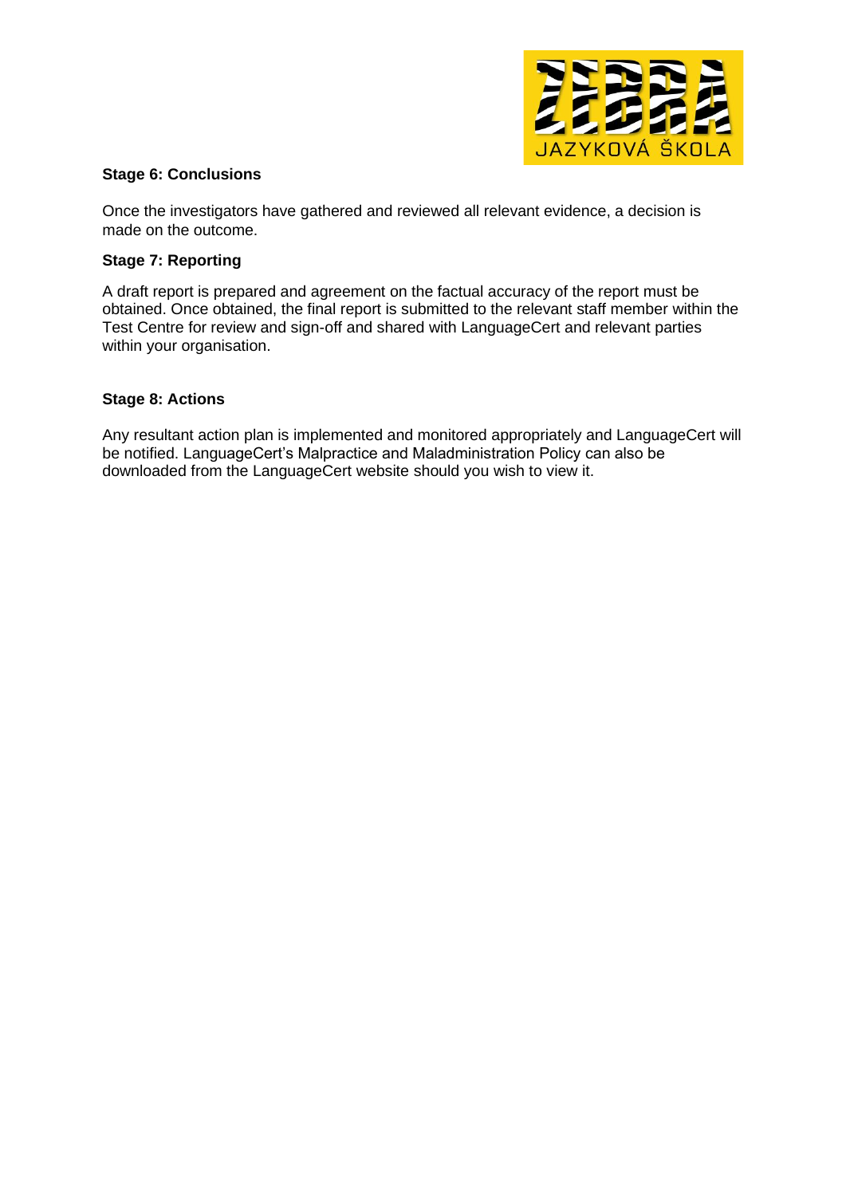**Stage 6: Conclusions**

Once the investigators have gathered and reviewed all relevant evidence, a decision is made on the outcome.

**Stage 7: Reporting**

A draft report is prepared and agreement on the factual accuracy of the report must be obtained. Once obtained, the final report is submitted to the relevant staff member within the Test Centre for review and sign-off and shared with LanguageCert and relevant parties within your organisation.

**Stage 8: Actions**

Any resultant action plan is implemented and monitored appropriately and LanguageCert will be notified. LanguageCert's Malpractice and Maladministration Policy can also be downloaded from the LanguageCert website should you wish to view it.